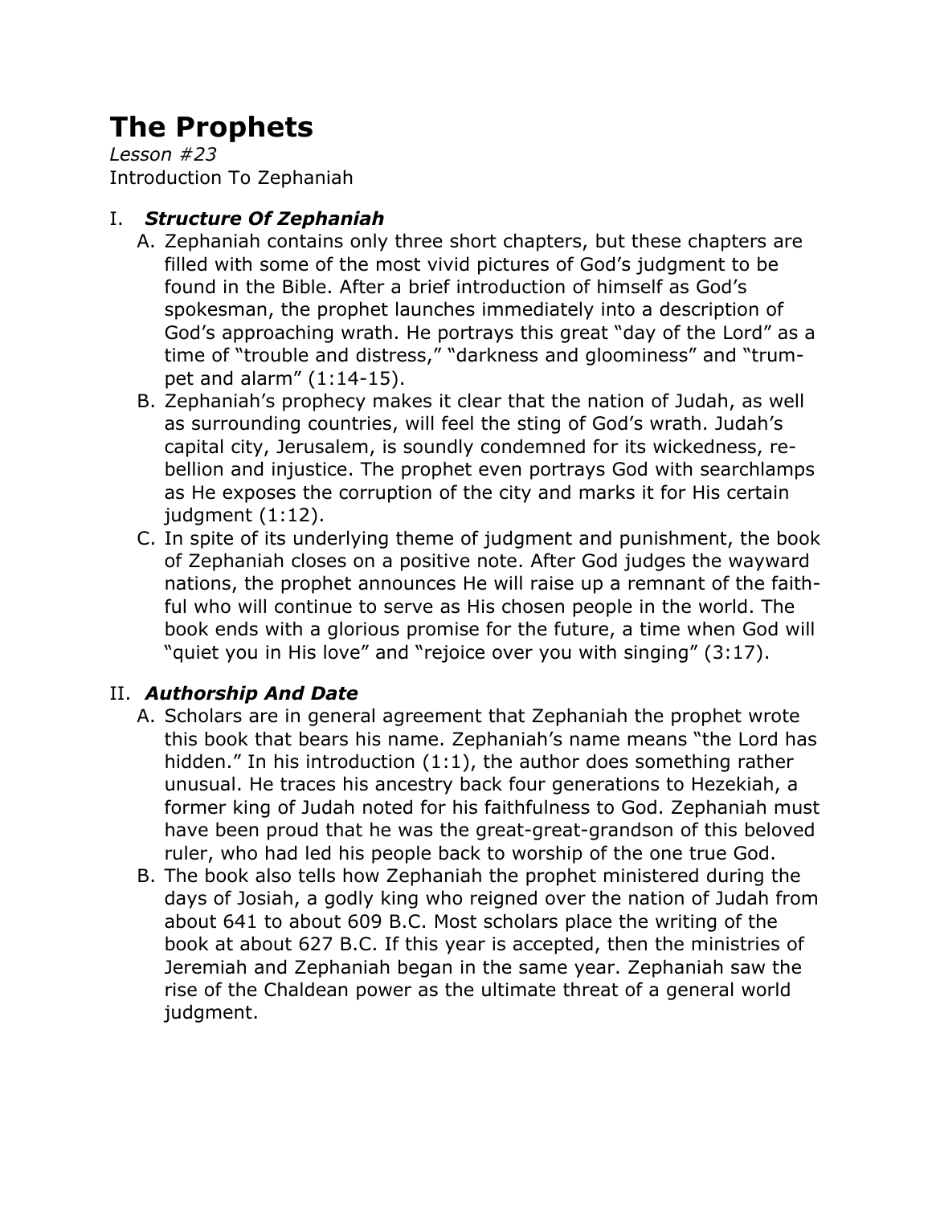# The Prophets

*Lesson #23*

Introduction To Zephaniah

## I. *Structure Of Zephaniah*

A. Zephaniah contains only three short chapters, but these chapters are filled with some of the most vivid pictures of God's judgment to be found in the Bible. After a brief introduction of himself as God's spokesman, the prophet launches immediately into a description of God's approaching wrath. He portrays this great "day of the Lord" as a time of "trouble and distress," "darkness and gloominess" and "trumpet and alarm" (1:14-15).

B. Zephaniah's prophecy makes it clear that the nation of Judah, as well as surrounding countries, will feel the sting of God's wrath. Judah's capital city, Jerusalem, is soundly condemned for its wickedness, rebellion and injustice. The prophet even portrays God with searchlamps as He exposes the corruption of the city and marks it for His certain judgment (1:12).

C. In spite of its underlying theme of judgment and punishment, the book of Zephaniah closes on a positive note. After God judges the wayward nations, the prophet announces He will raise up a remnant of the faithful who will continue to serve as His chosen people in the world. The book ends with a glorious promise for the future, a time when God will "quiet you in His love" and "rejoice over you with singing" (3:17).

## II. *Authorship And Date*

A. Scholars are in general agreement that Zephaniah the prophet wrote this book that bears his name. Zephaniah's name means "the Lord has hidden." In his introduction (1:1), the author does something rather unusual. He traces his ancestry back four generations to Hezekiah, a former king of Judah noted for his faithfulness to God. Zephaniah must have been proud that he was the great-great-grandson of this beloved ruler, who had led his people back to worship of the one true God.

B. The book also tells how Zephaniah the prophet ministered during the days of Josiah, a godly king who reigned over the nation of Judah from about 641 to about 609 B.C. Most scholars place the writing of the book at about 627 B.C. If this year is accepted, then the ministries of Jeremiah and Zephaniah began in the same year. Zephaniah saw the rise of the Chaldean power as the ultimate threat of a general world judgment.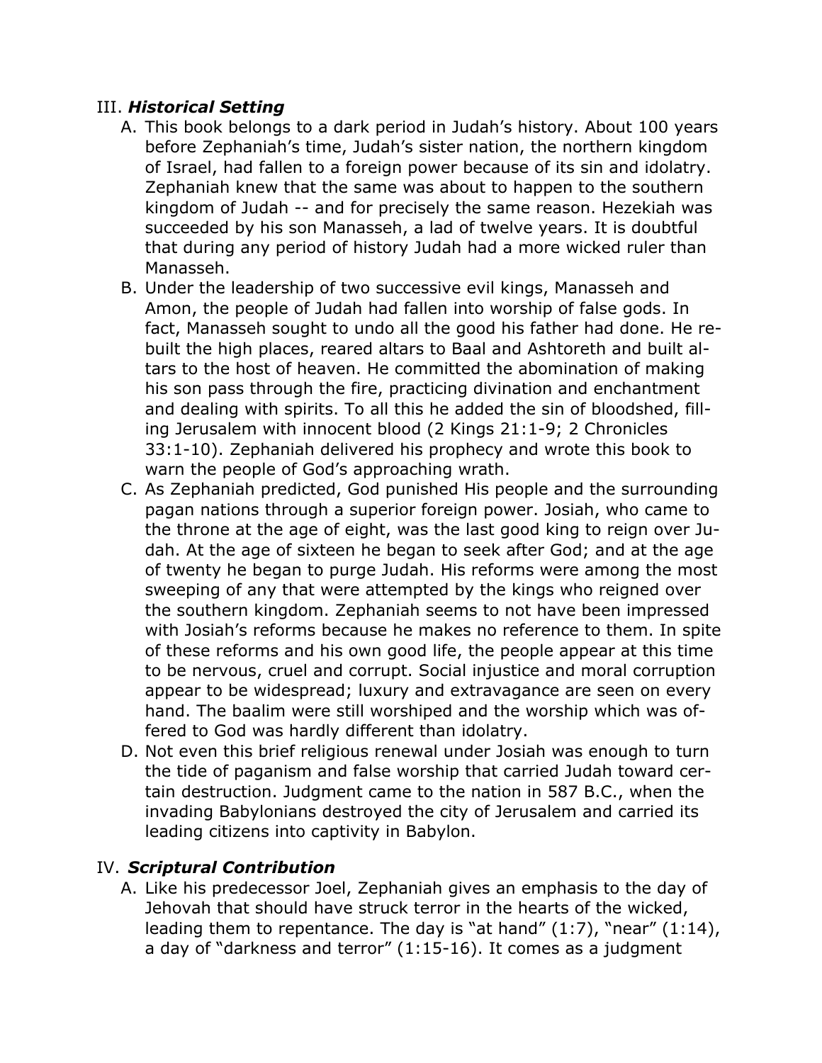## III. *Historical Setting*

A. This book belongs to a dark period in Judah's history. About 100 years before Zephaniah's time, Judah's sister nation, the northern kingdom of Israel, had fallen to a foreign power because of its sin and idolatry. Zephaniah knew that the same was about to happen to the southern kingdom of Judah -- and for precisely the same reason. Hezekiah was succeeded by his son Manasseh, a lad of twelve years. It is doubtful that during any period of history Judah had a more wicked ruler than Manasseh.

B. Under the leadership of two successive evil kings, Manasseh and Amon, the people of Judah had fallen into worship of false gods. In fact, Manasseh sought to undo all the good his father had done. He rebuilt the high places, reared altars to Baal and Ashtoreth and built altars to the host of heaven. He committed the abomination of making his son pass through the fire, practicing divination and enchantment and dealing with spirits. To all this he added the sin of bloodshed, filling Jerusalem with innocent blood (2 Kings 21:1-9; 2 Chronicles 33:1-10). Zephaniah delivered his prophecy and wrote this book to warn the people of God's approaching wrath.

C. As Zephaniah predicted, God punished His people and the surrounding pagan nations through a superior foreign power. Josiah, who came to the throne at the age of eight, was the last good king to reign over Judah. At the age of sixteen he began to seek after God; and at the age of twenty he began to purge Judah. His reforms were among the most sweeping of any that were attempted by the kings who reigned over the southern kingdom. Zephaniah seems to not have been impressed with Josiah's reforms because he makes no reference to them. In spite of these reforms and his own good life, the people appear at this time to be nervous, cruel and corrupt. Social injustice and moral corruption appear to be widespread; luxury and extravagance are seen on every hand. The baalim were still worshiped and the worship which was offered to God was hardly different than idolatry.

D. Not even this brief religious renewal under Josiah was enough to turn the tide of paganism and false worship that carried Judah toward certain destruction. Judgment came to the nation in 587 B.C., when the invading Babylonians destroyed the city of Jerusalem and carried its leading citizens into captivity in Babylon.

## IV. *Scriptural Contribution*

A. Like his predecessor Joel, Zephaniah gives an emphasis to the day of Jehovah that should have struck terror in the hearts of the wicked, leading them to repentance. The day is "at hand" (1:7), "near" (1:14), a day of "darkness and terror" (1:15-16). It comes as a judgment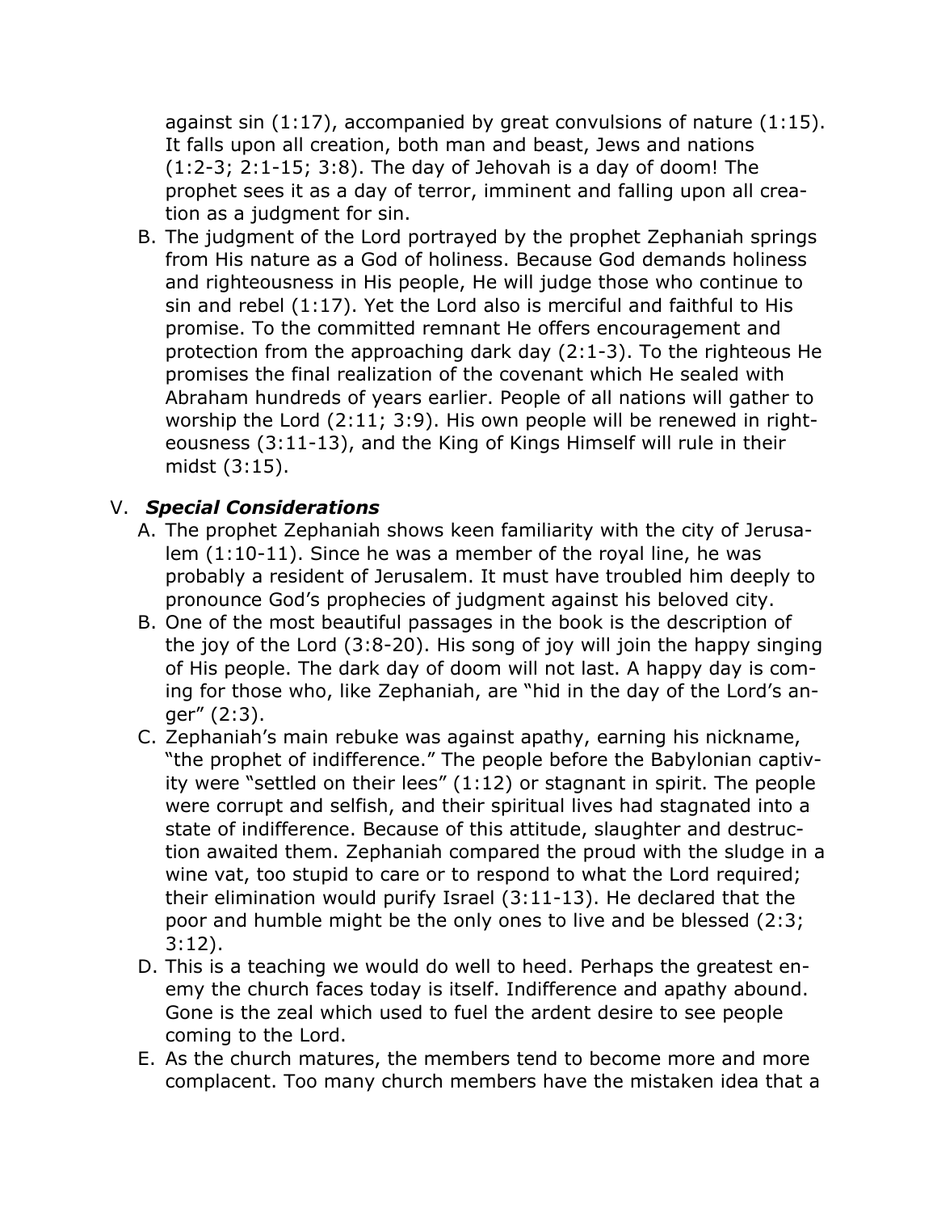against sin (1:17), accompanied by great convulsions of nature (1:15). It falls upon all creation, both man and beast, Jews and nations (1:2-3; 2:1-15; 3:8). The day of Jehovah is a day of doom! The prophet sees it as a day of terror, imminent and falling upon all creation as a judgment for sin.

B. The judgment of the Lord portrayed by the prophet Zephaniah springs from His nature as a God of holiness. Because God demands holiness and righteousness in His people, He will judge those who continue to sin and rebel (1:17). Yet the Lord also is merciful and faithful to His promise. To the committed remnant He offers encouragement and protection from the approaching dark day (2:1-3). To the righteous He promises the final realization of the covenant which He sealed with Abraham hundreds of years earlier. People of all nations will gather to worship the Lord (2:11; 3:9). His own people will be renewed in righteousness (3:11-13), and the King of Kings Himself will rule in their midst (3:15).

## V. ***Special Considerations***

A. The prophet Zephaniah shows keen familiarity with the city of Jerusalem (1:10-11). Since he was a member of the royal line, he was probably a resident of Jerusalem. It must have troubled him deeply to pronounce God's prophecies of judgment against his beloved city.

B. One of the most beautiful passages in the book is the description of the joy of the Lord (3:8-20). His song of joy will join the happy singing of His people. The dark day of doom will not last. A happy day is coming for those who, like Zephaniah, are "hid in the day of the Lord's anger" (2:3).

C. Zephaniah's main rebuke was against apathy, earning his nickname, "the prophet of indifference." The people before the Babylonian captivity were "settled on their lees" (1:12) or stagnant in spirit. The people were corrupt and selfish, and their spiritual lives had stagnated into a state of indifference. Because of this attitude, slaughter and destruction awaited them. Zephaniah compared the proud with the sludge in a wine vat, too stupid to care or to respond to what the Lord required; their elimination would purify Israel (3:11-13). He declared that the poor and humble might be the only ones to live and be blessed (2:3; 3:12).

D. This is a teaching we would do well to heed. Perhaps the greatest enemy the church faces today is itself. Indifference and apathy abound. Gone is the zeal which used to fuel the ardent desire to see people coming to the Lord.

E. As the church matures, the members tend to become more and more complacent. Too many church members have the mistaken idea that a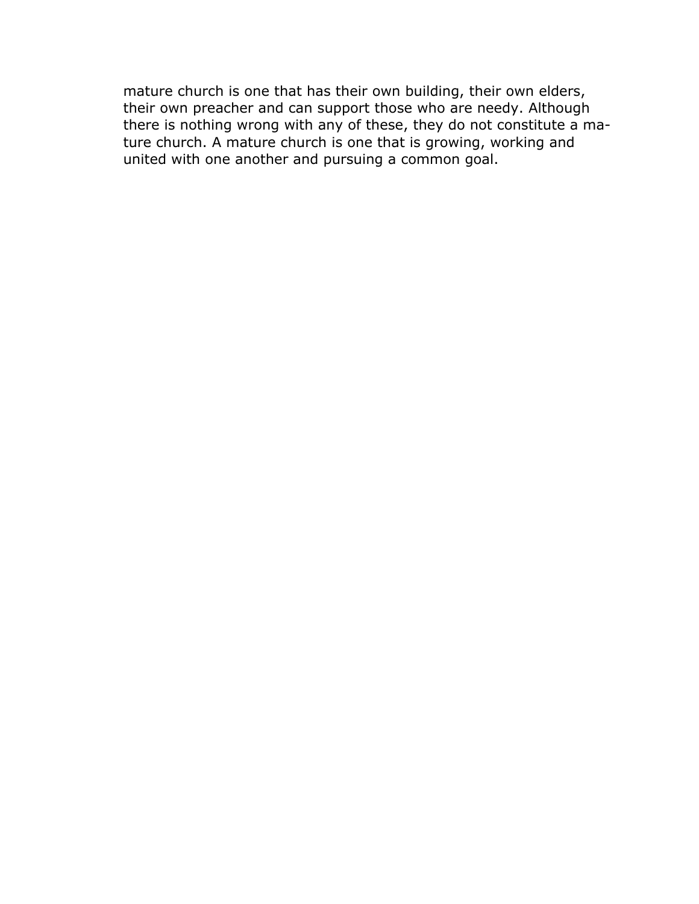mature church is one that has their own building, their own elders, their own preacher and can support those who are needy. Although there is nothing wrong with any of these, they do not constitute a mature church. A mature church is one that is growing, working and united with one another and pursuing a common goal.